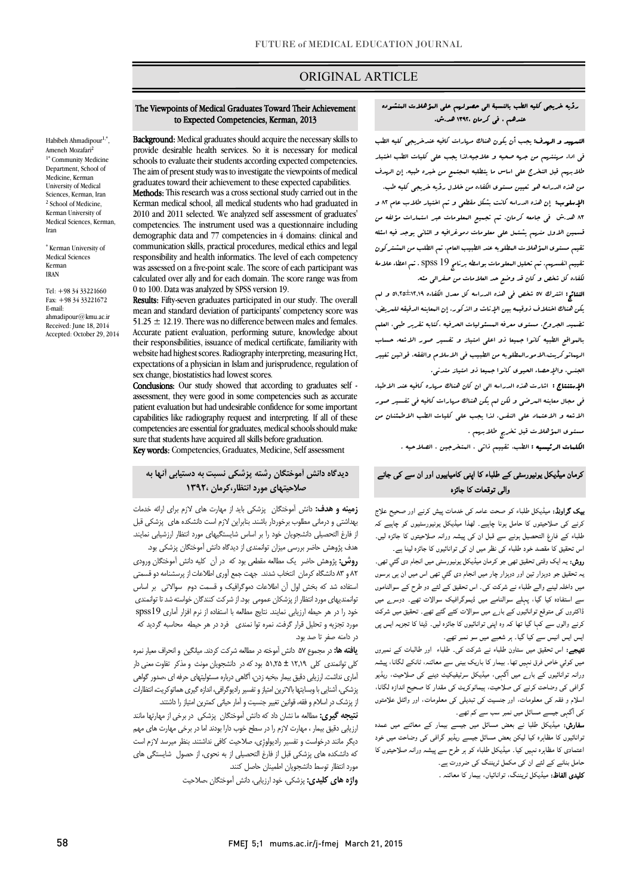ORIGINAL ARTICLE

# The Viewpoints of Medical Graduates Toward Their Achievement to Expected Competencies, Kerman, 2013

Habibeh Ahmadipour[1,*], Ameneh Mozafari[2]

[1*] Community Medicine Department, School of Medicine, Kerman University of Medical Sciences, Kerman, Iran
[2] School of Medicine, Kerman University of Medical Sciences, Kerman, Iran

* Kerman University of Medical Sciences Kerman IRAN

Tel: +98 34 33221660
Fax: +98 34 33221672
E-mail: ahmadipour@kmu.ac.ir
Received: June 18, 2014
Accepted: October 29, 2014

**Background:** Medical graduates should acquire the necessary skills to provide desirable health services. So it is necessary for medical schools to evaluate their students according expected competencies. The aim of present study was to investigate the viewpoints of medical graduates toward their achievement to these expected capabilities.

**Methods:** This research was a cross sectional study carried out in the Kerman medical school, all medical students who had graduated in 2010 and 2011 selected. We analyzed self assessment of graduates' competencies. The instrument used was a questionnaire including demographic data and 77 competencies in 4 domains: clinical and communication skills, practical procedures, medical ethics and legal responsibility and health informatics. The level of each competency was assessed on a five-point scale. The score of each participant was calculated over ally and for each domain. The score range was from 0 to 100. Data was analyzed by SPSS version 19.

**Results:** Fifty-seven graduates participated in our study. The overall mean and standard deviation of participants' competency score was 51.25 ± 12.19. There was no difference between males and females. Accurate patient evaluation, performing suture, knowledge about their responsibilities, issuance of medical certificate, familiarity with website had highest scores. Radiography interpreting, measuring Hct, expectations of a physician in Islam and jurisprudence, regulation of sex change, biostatistics had lowest scores.

**Conclusions:** Our study showed that according to graduates self - assessment, they were good in some competencies such as accurate patient evaluation but had undesirable confidence for some important capabilities like radiography request and interpreting. If all of these competencies are essential for graduates, medical schools should make sure that students have acquired all skills before graduation.

**Key words:** Competencies, Graduates, Medicine, Self assessment

# رؤيه خريجى كليه الطب بالنسبة الى حصولهم على المؤهلات المنشوده عندهم ، فى كرمان ۱۳۹۲ هـ.ش.

**التمهيد و الهدف:** يجب أن يكون هناك مهارات كافيه عندخريجى كليه الطب فى اداء مهنتهم من جهه صحيه و علاجيه.لذا يجب على كليات الطب اختبار طلابهم قبل التخرج على اساس ما يتطلبه المجتمع من خبره طبيه. إن الهدف من هذه الدراسه هو تعيين مستوى الكفاءه من خلال رؤيه خريجى كليه طب.

**الأسلوب:** إن هذه الدراسه كانت بشكل مقطعى و تم اختيار طلاب عام ٨٢ و ٨٣ هـ.ش. فى جامعه كرمان. تم تجميع المعلومات عبر استمارات مؤلفه من قسمين الاول منهم يشتمل على معلومات دموغرافيه و الثانى يوجد فيه اسئله تقيم مستوى المؤهلات المطلوبه عند الطبيب العام. تم الطلب من المشتركون تقييم انفسهم. تم تحليل المعلومات بواسطه برنامج spss 19 . تم اعطاء علامة لكفاءه كل شخص و كان قد وضع حد العلامات من صفرالى مئه.

**النتائج:** اشترك ٥٧ شخص فى هذه الدراسه كل معدل الكفاءه ١٢،١٩±٥١،٢٥ و لم يكن هناك اختلاف ذوقيمه بين الإناث و الذكور. إن المعاينه الدقيقه للمريض، تضميد الجروح، مستوى معرفه المسئوليات الحرفيه ،كتابه تقرير طبى، العلم بالمواقع الطبيه كانوا جميعا ذو اعلى امتياز و تفسير صور الاشعه، حساب الهيماتوكريت،الامورالمطلوبه من الطبيب فى الاسلام والفقه، قوانين تغيير الجنس، والإحصاء الحيوى كانوا جميعا ذو امتياز متدنى.

**الإستنتاج :** اشارت هذه الدراسه الى ان كان هناك مهاره كافيه عند الاطباء فى مجال معاينه المرضى و لكن لم يكن هناك مهارات كافيه فى تفسير صور الاشعه و الاعتماد على النفس. لذا يجب على كليات الطب الاطمئنان من مستوى المؤهلات قبل تخريج طلابهم .

**الكلمات الرئيسيه :** الطب، تقييم ذاتى ، المتخرجين ، الصلاحيه .

# دیدگاه دانش آموختگان رشته پزشکی نسبت به دستیابی آنها به صلاحیتهای مورد انتظار،کرمان ،۱۳۹۲

**زمینه و هدف:** دانش آموختگان پزشکی باید از مهارت های لازم برای ارائه خدمات بهداشتی و درمانی مطلوب برخوردار باشند. بنابراین لازم است دانشکده های پزشکی قبل از فارغ التحصیلی دانشجویان خود را بر اساس شایستگیهای مورد انتظار ارزشیابی نمایند. هدف پژوهش حاضر بررسی میزان توانمندی از دیدگاه دانش آموختگان پزشکی بود.

**روش:** پژوهش حاضر یک مطالعه مقطعی بود که در آن کلیه دانش آموختگان ورودی ۸۲ و ۸۳ دانشگاه کرمان انتخاب شدند. جهت جمع آوری اطلاعات از پرسشنامه دو قسمتی استفاده شد که بخش اول آن اطلاعات دموگرافیک و قسمت دوم سوالاتی بر اساس توانمندیهای مورد انتظار از پزشکان عمومی بود. از شرکت کنندگان خواسته شد تا توانمندی خود را در هر حیطه ارزیابی نمایند. نتایج مطالعه با استفاده از نرم افزار آماری spss19 مورد تجزیه و تحلیل قرار گرفت. نمره توا نمندی فرد در هر حیطه محاسبه گردید که در دامنه صفر تا صد بود.

**یافته ها:** در مجموع ۵۷ دانش آموخته در مطالعه شرکت کردند. میانگین و انحراف معیار نمره کلی توانمندی ۱۲،۱۹ ± ۵۱،۲۵ بود که در دانشجویان مونث و مذکر تفاوت معنی دار آماری نداشت. ارزیابی دقیق بیمار ،بخیه زدن، آگاهی درباره مسئولیتهای حرفه ای ،صدور گواهی پزشکی، آشنایی با وبسایتها بالاترین امتیاز و تفسیر رادیوگرافی، اندازه گیری هماتوکریت، انتظارات از پزشک در اسلام و فقه، قوانین تغییر جنسیت و آمار حیاتی کمترین امتیاز را داشتند.

**نتیجه گیری:** مطالعه ما نشان داد که دانش آموختگان پزشکی در برخی از مهارتها مانند ارزیابی دقیق بیمار ، مهارت لازم را در سطح خوب دارا بودند اما در برخی مهارت های مهم دیگر مانند درخواست و تفسیر رادیولوژی، صلاحیت کافی نداشتند. بنظر میرسد لازم است که دانشکده های پزشکی قبل از فارغ التحصیلی از به نحوی، از حصول شایستگی های مورد انتظار توسط دانشجویان اطمینان حاصل کنند.

**واژه های کلیدی:** پزشکی، خود ارزیابی، دانش آموختگان ،صلاحیت

# کرمان میڈیکل یونیورسٹی کے طلباء کا اپنی کامیابیوں اور ان سے کی جانے والی توقعات کا جائزہ

**بیک گراونڈ:** میڈیکل طلباء کو صحت عامہ کی خدمات پیش کرنے اور صحیح علاج کرنے کی صلاحیتوں کا حامل ہونا چاہیے۔ لھذا میڈیکل یونیورسٹیوں کو چاہیے کہ طلباء کے فارغ التحصیل ہونے سے قبل ان کی پیشہ ورانہ صلاحیتوں کا جائزہ لیں۔ اس تحقیق کا مقصد خود طلباء کی نظر میں ان کی توانائیوں کا جائزہ لینا ہے۔

**روش:** یہ ایک وقتی تحقیق تھی جو کرمان میڈیکل یونیورسٹی میں انجام دی گئي تھی۔ یہ تحقیق جو دوہزار تین اور دوہزار چار میں انجام دی گئي تھی اس میں ان ہی برسوں میں داخلہ لینے والے طلباء نے شرکت کی۔ اس تحقیق کے لئے دو طرح کے سوالناموں سے استفادہ کیا گیا، پہلے سوالنامے میں ڈیموگرافیک سوالات تھے۔ دوسرے میں ڈاکٹروں کی متوقع توانائیوں کے بارے میں سوالات کئے گئے تھے۔ تحقیق میں شرکت کرنے والوں سے کہا گيا تھا کہ وہ اپنی توانائیوں کا جائزہ لیں۔ ڈیٹا کا تجزیہ ایس پی ایس ایس سے کیا گيا۔ ہر شعبے میں سو نمبر تھے۔

**نتیجے:** اس تحقیق میں ستاون طلباء نے شرکت کی۔ طلباء اور طالبات کے نمبروں میں کوئي خاص فرق نہیں تھا۔ بیمار کا باریک بینی سے معائنہ، ٹانکے لگانا، پیشہ ورانہ توانائیوں کے بارے میں آگہی، میڈیکل سرٹیفیکیٹ دینے کی صلاحیت، ریڈیو گرافی کی وضاحت کرنے کی صلاحیت، ہیماٹوکریٹ کی مقدار کا صحیح اندازہ لگانا، اسلام و فقہ کی معلومات، اور جنسیت کی تبدیلی کی معلومات، اور وائٹل علامتوں کی آگہی جیسے مسائل میں نمبر سب سے کم تھے۔

**سفارش:** میڈیکل طلبا نے بعض مسائل میں جیسے بیمار کے معائنے میں عمدہ توانائیوں کا مظاہرہ کیا لیکن بعض مسائل جیسے ریڈیو گرافی کی وضاحت میں خود اعتمادی کا مظاہرہ نہیں کیا۔ میڈیکل طلباء کو ہر طرح سے پیشہ ورانہ صلاحیتوں کا حامل بنانے کے لئے ان کی مکمل ٹریننگ کی ضرورت ہے۔

**کلیدی الفاظ:** میڈیکل ٹریننگ، توانائیاں، بیمار کا معائنہ ۔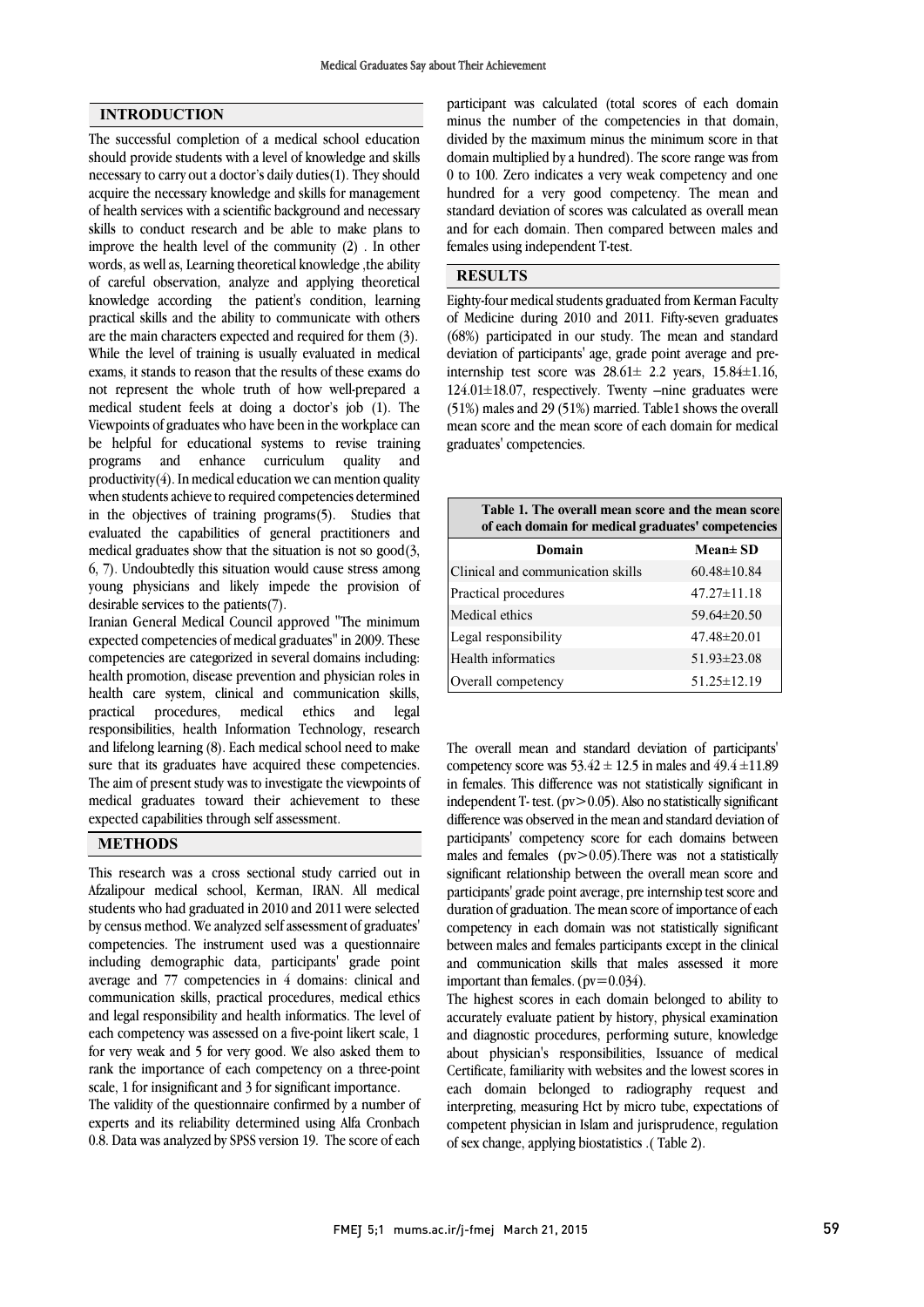## INTRODUCTION

The successful completion of a medical school education should provide students with a level of knowledge and skills necessary to carry out a doctor's daily duties(1). They should acquire the necessary knowledge and skills for management of health services with a scientific background and necessary skills to conduct research and be able to make plans to improve the health level of the community (2) . In other words, as well as, Learning theoretical knowledge ,the ability of careful observation, analyze and applying theoretical knowledge according the patient's condition, learning practical skills and the ability to communicate with others are the main characters expected and required for them (3).

While the level of training is usually evaluated in medical exams, it stands to reason that the results of these exams do not represent the whole truth of how well-prepared a medical student feels at doing a doctor's job (1). The Viewpoints of graduates who have been in the workplace can be helpful for educational systems to revise training programs and enhance curriculum quality and productivity(4). In medical education we can mention quality when students achieve to required competencies determined in the objectives of training programs(5). Studies that evaluated the capabilities of general practitioners and medical graduates show that the situation is not so good(3, 6, 7). Undoubtedly this situation would cause stress among young physicians and likely impede the provision of desirable services to the patients(7).

Iranian General Medical Council approved "The minimum expected competencies of medical graduates" in 2009. These competencies are categorized in several domains including: health promotion, disease prevention and physician roles in health care system, clinical and communication skills, practical procedures, medical ethics and legal responsibilities, health Information Technology, research and lifelong learning (8). Each medical school need to make sure that its graduates have acquired these competencies. The aim of present study was to investigate the viewpoints of medical graduates toward their achievement to these expected capabilities through self assessment.

## METHODS

This research was a cross sectional study carried out in Afzalipour medical school, Kerman, IRAN. All medical students who had graduated in 2010 and 2011 were selected by census method. We analyzed self assessment of graduates' competencies. The instrument used was a questionnaire including demographic data, participants' grade point average and 77 competencies in 4 domains: clinical and communication skills, practical procedures, medical ethics and legal responsibility and health informatics. The level of each competency was assessed on a five-point likert scale, 1 for very weak and 5 for very good. We also asked them to rank the importance of each competency on a three-point scale, 1 for insignificant and 3 for significant importance.

The validity of the questionnaire confirmed by a number of experts and its reliability determined using Alfa Cronbach 0.8. Data was analyzed by SPSS version 19. The score of each participant was calculated (total scores of each domain minus the number of the competencies in that domain, divided by the maximum minus the minimum score in that domain multiplied by a hundred). The score range was from 0 to 100. Zero indicates a very weak competency and one hundred for a very good competency. The mean and standard deviation of scores was calculated as overall mean and for each domain. Then compared between males and females using independent T-test.

## RESULTS

Eighty-four medical students graduated from Kerman Faculty of Medicine during 2010 and 2011. Fifty-seven graduates (68%) participated in our study. The mean and standard deviation of participants' age, grade point average and pre-internship test score was 28.61± 2.2 years, 15.84±1.16, 124.01±18.07, respectively. Twenty –nine graduates were (51%) males and 29 (51%) married. Table1 shows the overall mean score and the mean score of each domain for medical graduates' competencies.

**Table 1. The overall mean score and the mean score of each domain for medical graduates' competencies**

| Domain | Mean± SD |
|---|---|
| Clinical and communication skills | 60.48±10.84 |
| Practical procedures | 47.27±11.18 |
| Medical ethics | 59.64±20.50 |
| Legal responsibility | 47.48±20.01 |
| Health informatics | 51.93±23.08 |
| Overall competency | 51.25±12.19 |

The overall mean and standard deviation of participants' competency score was 53.42 ± 12.5 in males and 49.4 ±11.89 in females. This difference was not statistically significant in independent T- test. (pv>0.05). Also no statistically significant difference was observed in the mean and standard deviation of participants' competency score for each domains between males and females (pv>0.05).There was not a statistically significant relationship between the overall mean score and participants' grade point average, pre internship test score and duration of graduation. The mean score of importance of each competency in each domain was not statistically significant between males and females participants except in the clinical and communication skills that males assessed it more important than females. (pv=0.034).

The highest scores in each domain belonged to ability to accurately evaluate patient by history, physical examination and diagnostic procedures, performing suture, knowledge about physician's responsibilities, Issuance of medical Certificate, familiarity with websites and the lowest scores in each domain belonged to radiography request and interpreting, measuring Hct by micro tube, expectations of competent physician in Islam and jurisprudence, regulation of sex change, applying biostatistics .( Table 2).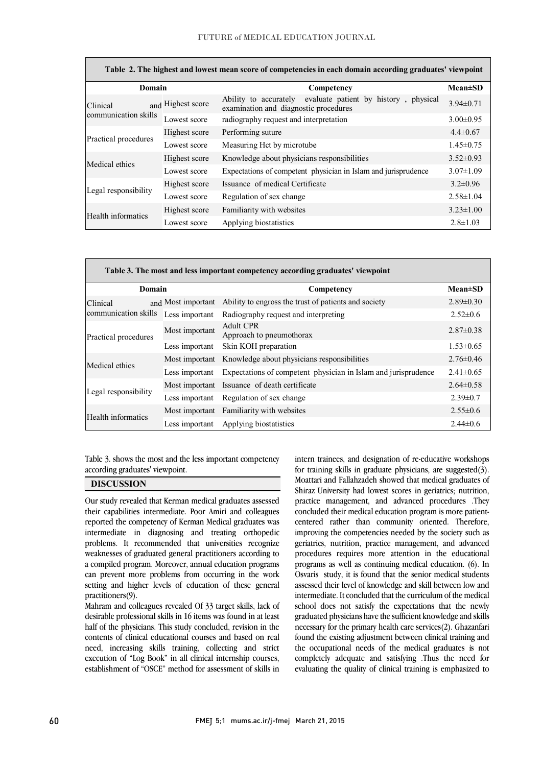**Table 2. The highest and lowest mean score of competencies in each domain according graduates' viewpoint**

| Domain | | Competency | Mean±SD |
|---|---|---|---|
| Clinical and communication skills | Highest score | Ability to accurately evaluate patient by history , physical examination and diagnostic procedures | 3.94±0.71 |
| | Lowest score | radiography request and interpretation | 3.00±0.95 |
| Practical procedures | Highest score | Performing suture | 4.4±0.67 |
| | Lowest score | Measuring Hct by microtube | 1.45±0.75 |
| Medical ethics | Highest score | Knowledge about physicians responsibilities | 3.52±0.93 |
| | Lowest score | Expectations of competent physician in Islam and jurisprudence | 3.07±1.09 |
| Legal responsibility | Highest score | Issuance of medical Certificate | 3.2±0.96 |
| | Lowest score | Regulation of sex change | 2.58±1.04 |
| Health informatics | Highest score | Familiarity with websites | 3.23±1.00 |
| | Lowest score | Applying biostatistics | 2.8±1.03 |

**Table 3. The most and less important competency according graduates' viewpoint**

| Domain | | Competency | Mean±SD |
|---|---|---|---|
| Clinical and communication skills | Most important | Ability to engross the trust of patients and society | 2.89±0.30 |
| | Less important | Radiography request and interpreting | 2.52±0.6 |
| Practical procedures | Most important | Adult CPR<br>Approach to pneumothorax | 2.87±0.38 |
| | Less important | Skin KOH preparation | 1.53±0.65 |
| Medical ethics | Most important | Knowledge about physicians responsibilities | 2.76±0.46 |
| | Less important | Expectations of competent physician in Islam and jurisprudence | 2.41±0.65 |
| Legal responsibility | Most important | Issuance of death certificate | 2.64±0.58 |
| | Less important | Regulation of sex change | 2.39±0.7 |
| Health informatics | Most important | Familiarity with websites | 2.55±0.6 |
| | Less important | Applying biostatistics | 2.44±0.6 |

Table 3. shows the most and the less important competency according graduates' viewpoint.

## DISCUSSION

Our study revealed that Kerman medical graduates assessed their capabilities intermediate. Poor Amiri and colleagues reported the competency of Kerman Medical graduates was intermediate in diagnosing and treating orthopedic problems. It recommended that universities recognize weaknesses of graduated general practitioners according to a compiled program. Moreover, annual education programs can prevent more problems from occurring in the work setting and higher levels of education of these general practitioners(9).

Mahram and colleagues revealed Of 33 target skills, lack of desirable professional skills in 16 items was found in at least half of the physicians. This study concluded, revision in the contents of clinical educational courses and based on real need, increasing skills training, collecting and strict execution of "Log Book" in all clinical internship courses, establishment of "OSCE" method for assessment of skills in intern trainees, and designation of re-educative workshops for training skills in graduate physicians, are suggested(3). Moattari and Fallahzadeh showed that medical graduates of Shiraz University had lowest scores in geriatrics; nutrition, practice management, and advanced procedures .They concluded their medical education program is more patient-centered rather than community oriented. Therefore, improving the competencies needed by the society such as geriatrics, nutrition, practice management, and advanced procedures requires more attention in the educational programs as well as continuing medical education. (6). In Osvaris study, it is found that the senior medical students assessed their level of knowledge and skill between low and intermediate. It concluded that the curriculum of the medical school does not satisfy the expectations that the newly graduated physicians have the sufficient knowledge and skills necessary for the primary health care services(2). Ghazanfari found the existing adjustment between clinical training and the occupational needs of the medical graduates is not completely adequate and satisfying .Thus the need for evaluating the quality of clinical training is emphasized to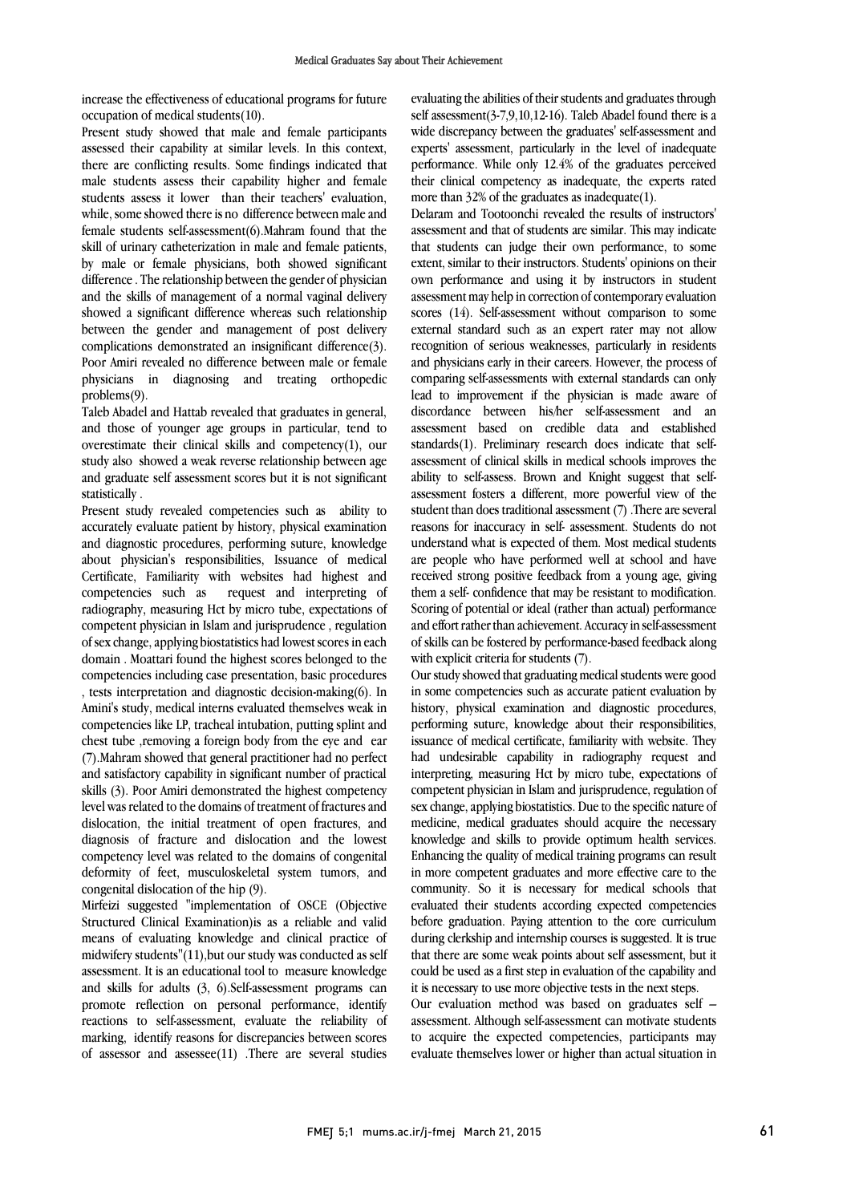increase the effectiveness of educational programs for future occupation of medical students(10).

Present study showed that male and female participants assessed their capability at similar levels. In this context, there are conflicting results. Some findings indicated that male students assess their capability higher and female students assess it lower than their teachers' evaluation, while, some showed there is no difference between male and female students self-assessment(6).Mahram found that the skill of urinary catheterization in male and female patients, by male or female physicians, both showed significant difference . The relationship between the gender of physician and the skills of management of a normal vaginal delivery showed a significant difference whereas such relationship between the gender and management of post delivery complications demonstrated an insignificant difference(3). Poor Amiri revealed no difference between male or female physicians in diagnosing and treating orthopedic problems(9).

Taleb Abadel and Hattab revealed that graduates in general, and those of younger age groups in particular, tend to overestimate their clinical skills and competency(1), our study also showed a weak reverse relationship between age and graduate self assessment scores but it is not significant statistically .

Present study revealed competencies such as ability to accurately evaluate patient by history, physical examination and diagnostic procedures, performing suture, knowledge about physician's responsibilities, Issuance of medical Certificate, Familiarity with websites had highest and competencies such as request and interpreting of radiography, measuring Hct by micro tube, expectations of competent physician in Islam and jurisprudence , regulation of sex change, applying biostatistics had lowest scores in each domain . Moattari found the highest scores belonged to the competencies including case presentation, basic procedures , tests interpretation and diagnostic decision-making(6). In Amini's study, medical interns evaluated themselves weak in competencies like LP, tracheal intubation, putting splint and chest tube ,removing a foreign body from the eye and ear (7).Mahram showed that general practitioner had no perfect and satisfactory capability in significant number of practical skills (3). Poor Amiri demonstrated the highest competency level was related to the domains of treatment of fractures and dislocation, the initial treatment of open fractures, and diagnosis of fracture and dislocation and the lowest competency level was related to the domains of congenital deformity of feet, musculoskeletal system tumors, and congenital dislocation of the hip (9).

Mirfeizi suggested "implementation of OSCE (Objective Structured Clinical Examination)is as a reliable and valid means of evaluating knowledge and clinical practice of midwifery students"(11),but our study was conducted as self assessment. It is an educational tool to measure knowledge and skills for adults (3, 6).Self-assessment programs can promote reflection on personal performance, identify reactions to self-assessment, evaluate the reliability of marking, identify reasons for discrepancies between scores of assessor and assessee(11) .There are several studies evaluating the abilities of their students and graduates through self assessment(3-7,9,10,12-16). Taleb Abadel found there is a wide discrepancy between the graduates' self-assessment and experts' assessment, particularly in the level of inadequate performance. While only 12.4% of the graduates perceived their clinical competency as inadequate, the experts rated more than 32% of the graduates as inadequate(1).

Delaram and Tootoonchi revealed the results of instructors' assessment and that of students are similar. This may indicate that students can judge their own performance, to some extent, similar to their instructors. Students' opinions on their own performance and using it by instructors in student assessment may help in correction of contemporary evaluation scores (14). Self-assessment without comparison to some external standard such as an expert rater may not allow recognition of serious weaknesses, particularly in residents and physicians early in their careers. However, the process of comparing self-assessments with external standards can only lead to improvement if the physician is made aware of discordance between his/her self-assessment and an assessment based on credible data and established standards(1). Preliminary research does indicate that self-assessment of clinical skills in medical schools improves the ability to self-assess. Brown and Knight suggest that self-assessment fosters a different, more powerful view of the student than does traditional assessment (7) .There are several reasons for inaccuracy in self- assessment. Students do not understand what is expected of them. Most medical students are people who have performed well at school and have received strong positive feedback from a young age, giving them a self- confidence that may be resistant to modification. Scoring of potential or ideal (rather than actual) performance and effort rather than achievement. Accuracy in self-assessment of skills can be fostered by performance-based feedback along with explicit criteria for students (7).

Our study showed that graduating medical students were good in some competencies such as accurate patient evaluation by history, physical examination and diagnostic procedures, performing suture, knowledge about their responsibilities, issuance of medical certificate, familiarity with website. They had undesirable capability in radiography request and interpreting, measuring Hct by micro tube, expectations of competent physician in Islam and jurisprudence, regulation of sex change, applying biostatistics. Due to the specific nature of medicine, medical graduates should acquire the necessary knowledge and skills to provide optimum health services. Enhancing the quality of medical training programs can result in more competent graduates and more effective care to the community. So it is necessary for medical schools that evaluated their students according expected competencies before graduation. Paying attention to the core curriculum during clerkship and internship courses is suggested. It is true that there are some weak points about self assessment, but it could be used as a first step in evaluation of the capability and it is necessary to use more objective tests in the next steps.

Our evaluation method was based on graduates self – assessment. Although self-assessment can motivate students to acquire the expected competencies, participants may evaluate themselves lower or higher than actual situation in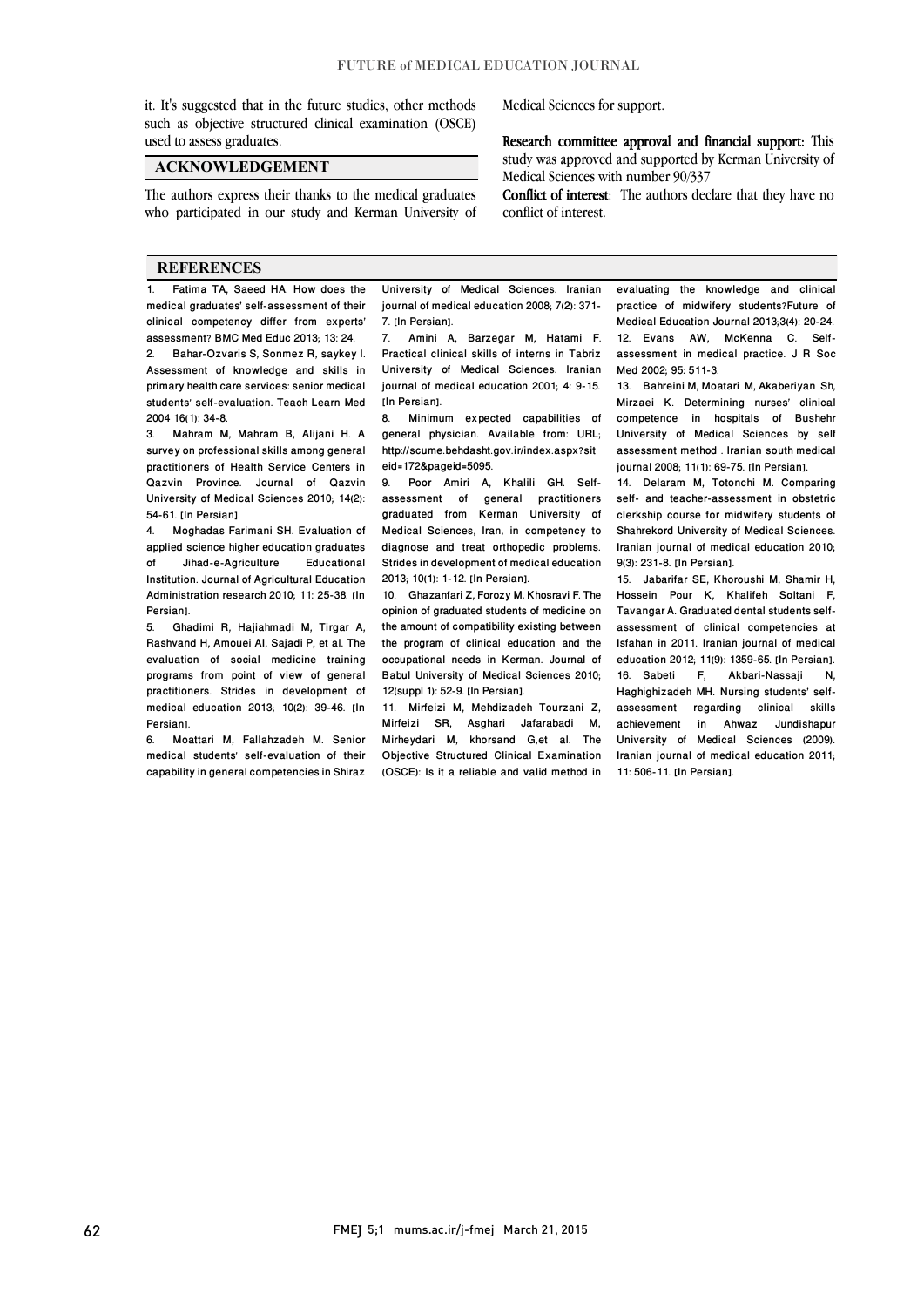it. It's suggested that in the future studies, other methods such as objective structured clinical examination (OSCE) used to assess graduates.

## ACKNOWLEDGEMENT

The authors express their thanks to the medical graduates who participated in our study and Kerman University of Medical Sciences for support.

**Research committee approval and financial support:** This study was approved and supported by Kerman University of Medical Sciences with number 90/337

**Conflict of interest**: The authors declare that they have no conflict of interest.

## REFERENCES

1. Fatima TA, Saeed HA. How does the medical graduates' self-assessment of their clinical competency differ from experts' assessment? BMC Med Educ 2013; 13: 24.
2. Bahar-Ozvaris S, Sonmez R, saykey I. Assessment of knowledge and skills in primary health care services: senior medical students' self-evaluation. Teach Learn Med 2004 16(1): 34-8.
3. Mahram M, Mahram B, Alijani H. A survey on professional skills among general practitioners of Health Service Centers in Qazvin Province. Journal of Qazvin University of Medical Sciences 2010; 14(2): 54-61. [In Persian].
4. Moghadas Farimani SH. Evaluation of applied science higher education graduates of Jihad-e-Agriculture Educational Institution. Journal of Agricultural Education Administration research 2010; 11: 25-38. [In Persian].
5. Ghadimi R, Hajiahmadi M, Tirgar A, Rashvand H, Amouei AI, Sajadi P, et al. The evaluation of social medicine training programs from point of view of general practitioners. Strides in development of medical education 2013; 10(2): 39-46. [In Persian].
6. Moattari M, Fallahzadeh M. Senior medical students' self-evaluation of their capability in general competencies in Shiraz University of Medical Sciences. Iranian journal of medical education 2008; 7(2): 371-7. [In Persian].
7. Amini A, Barzegar M, Hatami F. Practical clinical skills of interns in Tabriz University of Medical Sciences. Iranian journal of medical education 2001; 4: 9-15. [In Persian].
8. Minimum expected capabilities of general physician. Available from: URL; http://scume.behdasht.gov.ir/index.aspx?siteid=172&pageid=5095.
9. Poor Amiri A, Khalili GH. Self-assessment of general practitioners graduated from Kerman University of Medical Sciences, Iran, in competency to diagnose and treat orthopedic problems. Strides in development of medical education 2013; 10(1): 1-12. [In Persian].
10. Ghazanfari Z, Forozy M, Khosravi F. The opinion of graduated students of medicine on the amount of compatibility existing between the program of clinical education and the occupational needs in Kerman. Journal of Babul University of Medical Sciences 2010; 12(suppl 1): 52-9. [In Persian].
11. Mirfeizi M, Mehdizadeh Tourzani Z, Mirfeizi SR, Asghari Jafarabadi M, Mirheydari M, khorsand G,et al. The Objective Structured Clinical Examination (OSCE): Is it a reliable and valid method in evaluating the knowledge and clinical practice of midwifery students?Future of Medical Education Journal 2013;3(4): 20-24.
12. Evans AW, McKenna C. Self-assessment in medical practice. J R Soc Med 2002; 95: 511-3.
13. Bahreini M, Moatari M, Akaberiyan Sh, Mirzaei K. Determining nurses' clinical competence in hospitals of Bushehr University of Medical Sciences by self assessment method . Iranian south medical journal 2008; 11(1): 69-75. [In Persian].
14. Delaram M, Totonchi M. Comparing self- and teacher-assessment in obstetric clerkship course for midwifery students of Shahrekord University of Medical Sciences. Iranian journal of medical education 2010; 9(3): 231-8. [In Persian].
15. Jabarifar SE, Khoroushi M, Shamir H, Hossein Pour K, Khalifeh Soltani F, Tavangar A. Graduated dental students self-assessment of clinical competencies at Isfahan in 2011. Iranian journal of medical education 2012; 11(9): 1359-65. [In Persian].
16. Sabeti F, Akbari-Nassaji N, Haghighizadeh MH. Nursing students' self-assessment regarding clinical skills achievement in Ahwaz Jundishapur University of Medical Sciences (2009). Iranian journal of medical education 2011; 11: 506-11. [In Persian].